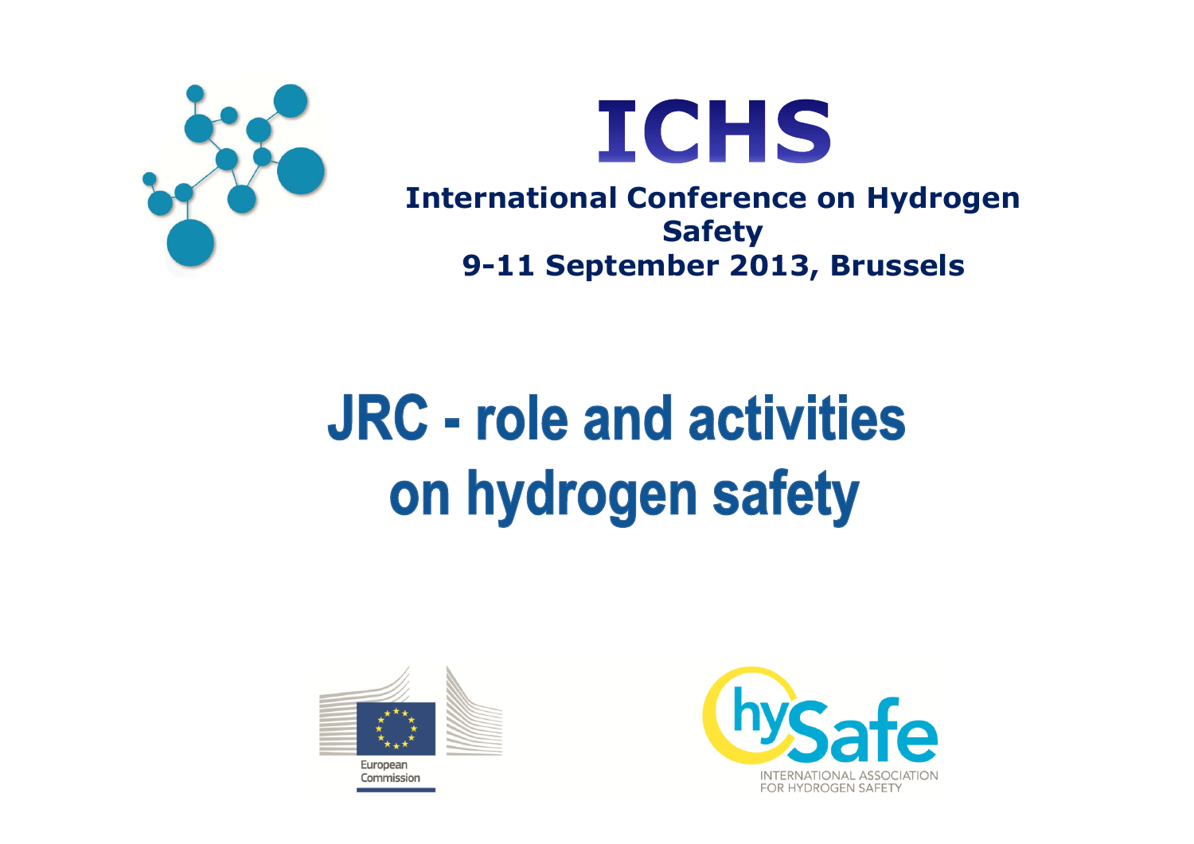# ICHS

**International Conference on Hydrogen Safety**
**9-11 September 2013, Brussels**

# JRC - role and activities on hydrogen safety

European Commission

hySafe
INTERNATIONAL ASSOCIATION FOR HYDROGEN SAFETY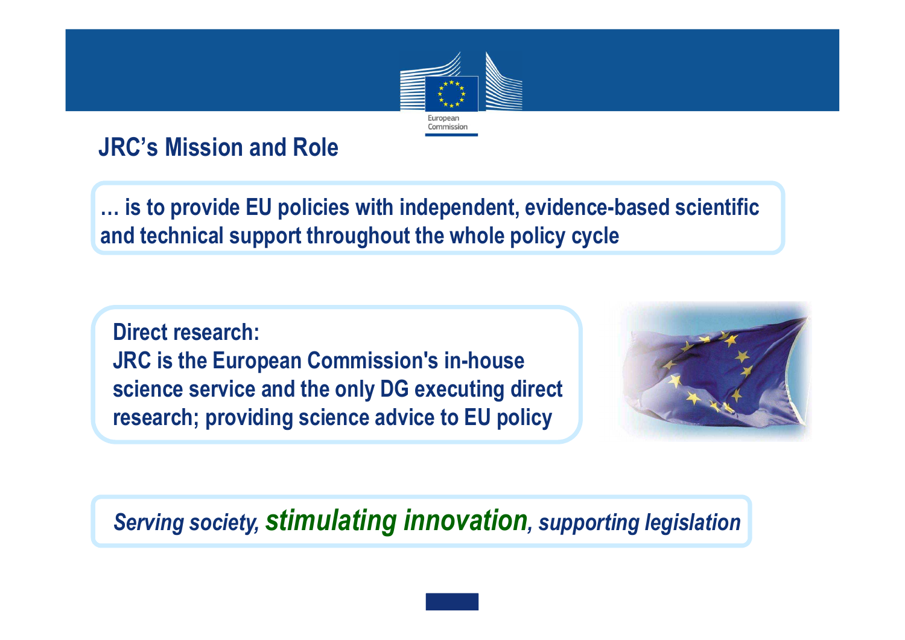## JRC's Mission and Role

… is to provide EU policies with independent, evidence-based scientific and technical support throughout the whole policy cycle

**Direct research:**
**JRC is the European Commission's in-house science service and the only DG executing direct research; providing science advice to EU policy**

*Serving society, stimulating innovation, supporting legislation*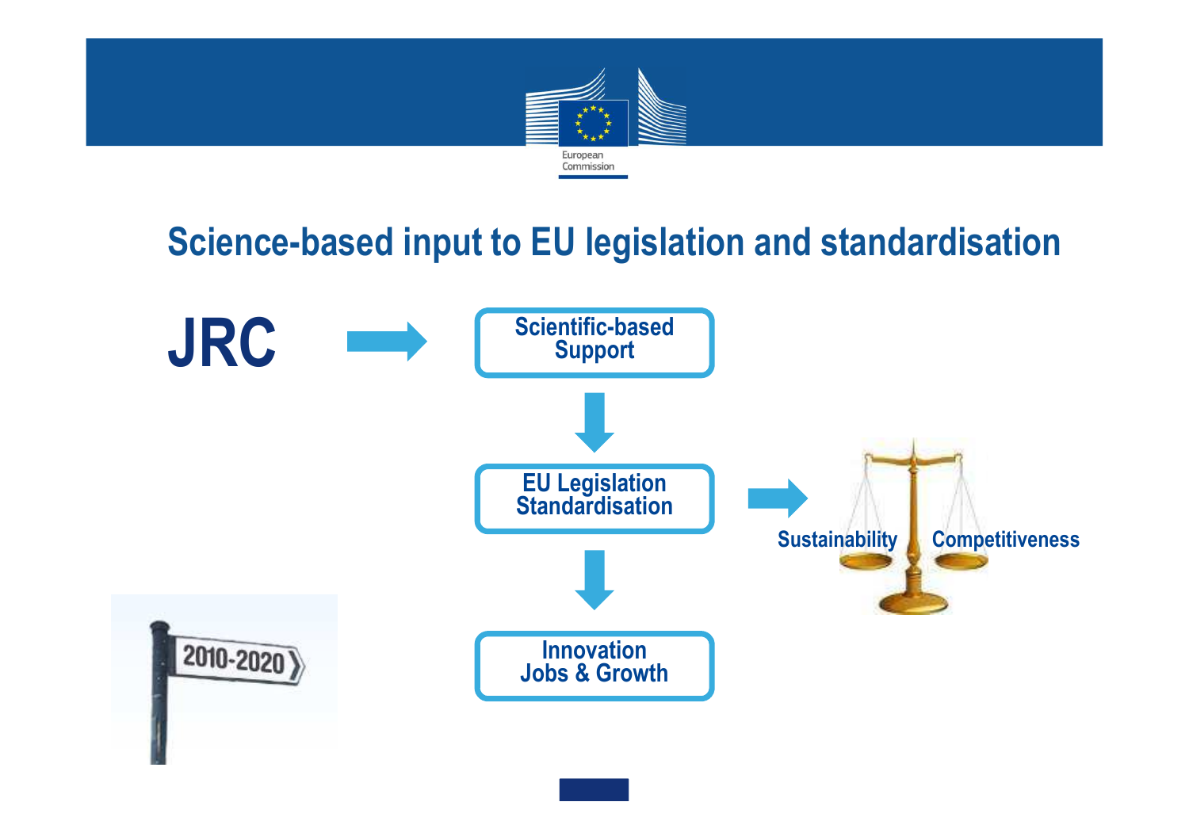# Science-based input to EU legislation and standardisation

**JRC** → Scientific-based Support

↓

EU Legislation Standardisation → Sustainability | Competitiveness

↓

Innovation Jobs & Growth

2010-2020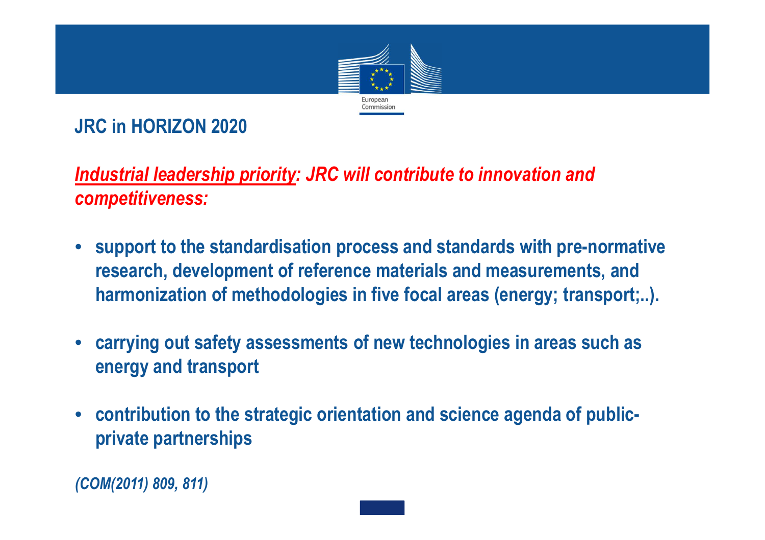## JRC in HORIZON 2020

***Industrial leadership priority*: JRC will contribute to innovation and competitiveness:**

- **support to the standardisation process and standards with pre-normative research, development of reference materials and measurements, and harmonization of methodologies in five focal areas (energy; transport;..).**
- **carrying out safety assessments of new technologies in areas such as energy and transport**
- **contribution to the strategic orientation and science agenda of public-private partnerships**

***(COM(2011) 809, 811)***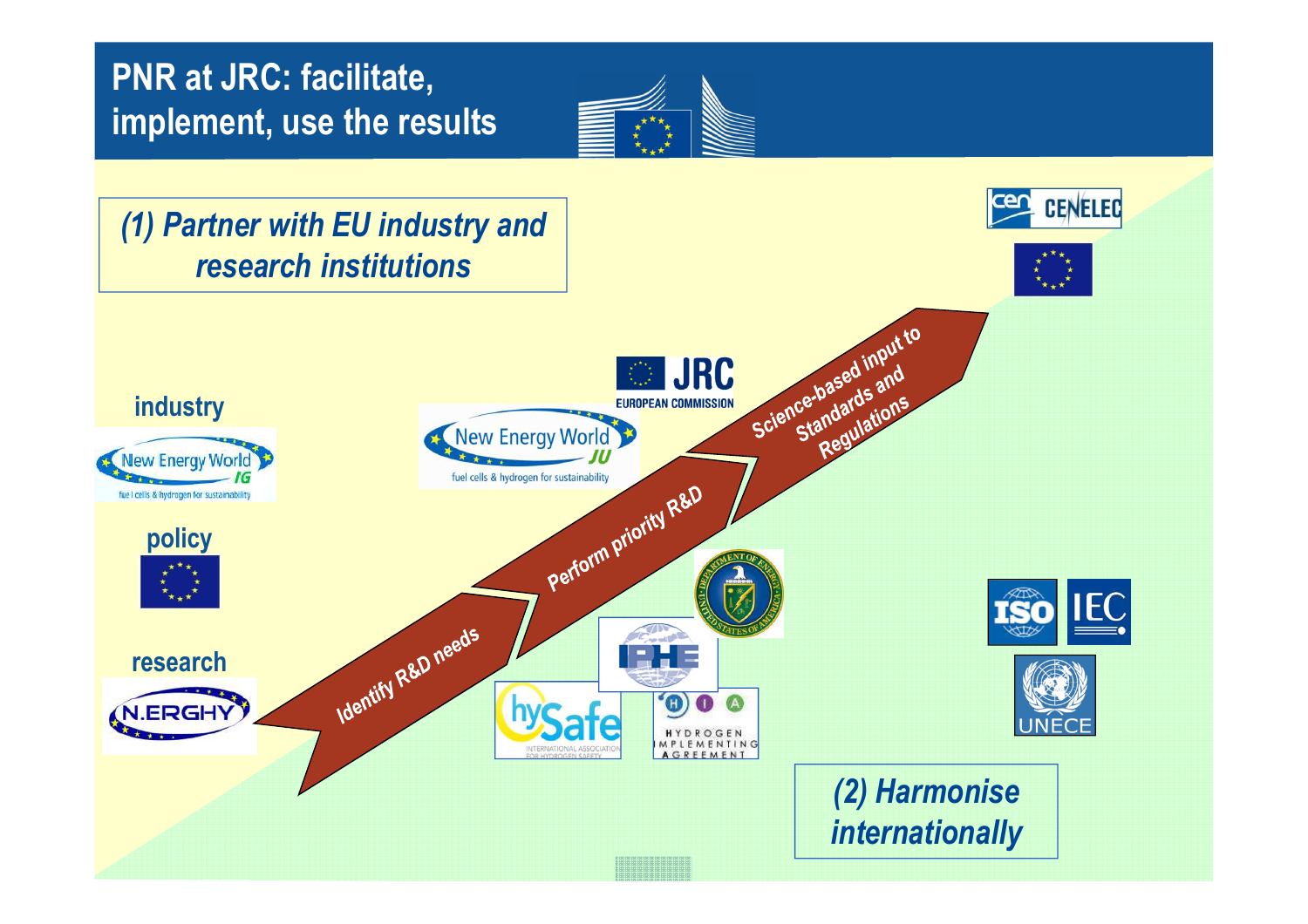# PNR at JRC: facilitate, implement, use the results

*(1) Partner with EU industry and research institutions*

industry

New Energy World IG

fuel cells & hydrogen for sustainability

policy

research

N.ERGHY

JRC

EUROPEAN COMMISSION

New Energy World JU

fuel cells & hydrogen for sustainability

Identify R&D needs

Perform priority R&D

Science-based input to Standards and Regulations

IPHE

hySafe

INTERNATIONAL ASSOCIATION FOR HYDROGEN SAFETY

HIA

HYDROGEN IMPLEMENTING AGREEMENT

CEN CENELEC

ISO

IEC

UNECE

*(2) Harmonise internationally*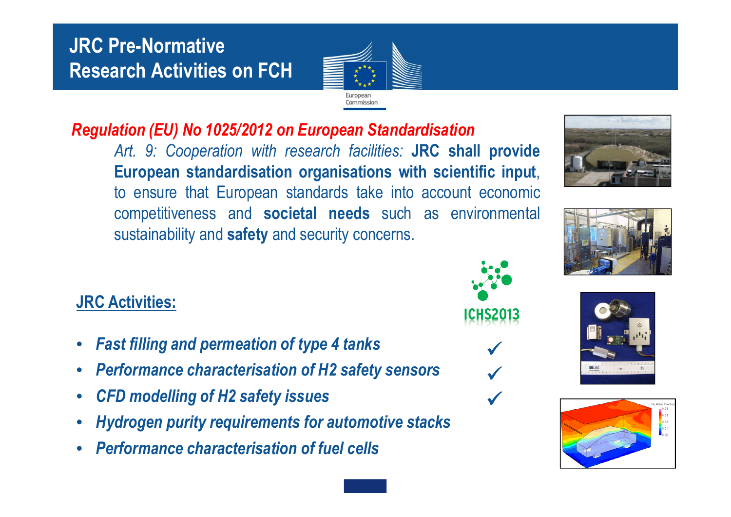# JRC Pre-Normative Research Activities on FCH

***Regulation (EU) No 1025/2012 on European Standardisation***

*Art. 9: Cooperation with research facilities:* **JRC shall provide European standardisation organisations with scientific input**, to ensure that European standards take into account economic competitiveness and **societal needs** such as environmental sustainability and **safety** and security concerns.

## JRC Activities:

ICHS2013

- ***Fast filling and permeation of type 4 tanks*** ✓
- ***Performance characterisation of H2 safety sensors*** ✓
- ***CFD modelling of H2 safety issues*** ✓
- ***Hydrogen purity requirements for automotive stacks***
- ***Performance characterisation of fuel cells***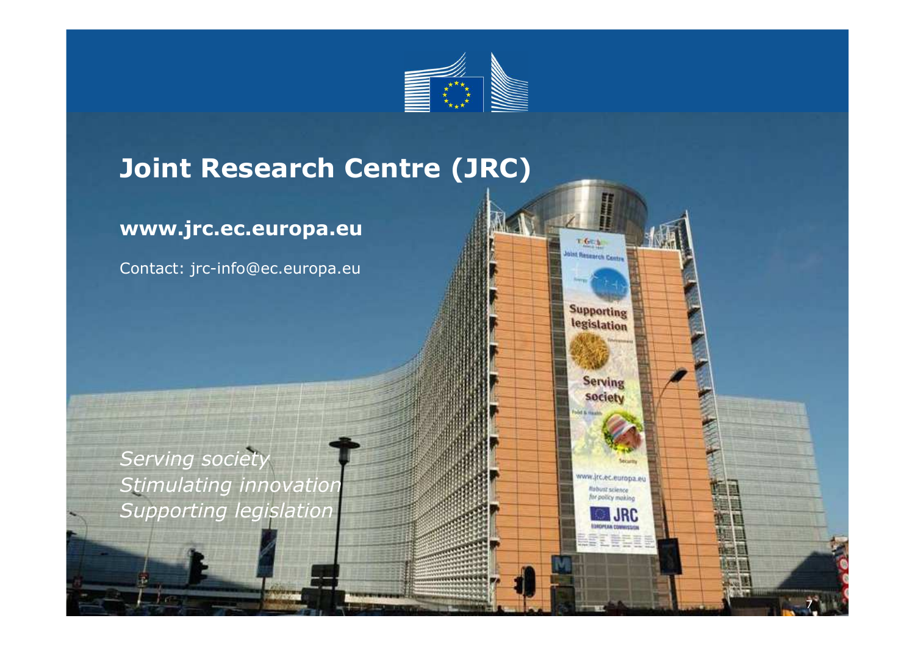# Joint Research Centre (JRC)

**www.jrc.ec.europa.eu**

Contact: jrc-info@ec.europa.eu

*Serving society*
*Stimulating innovation*
*Supporting legislation*